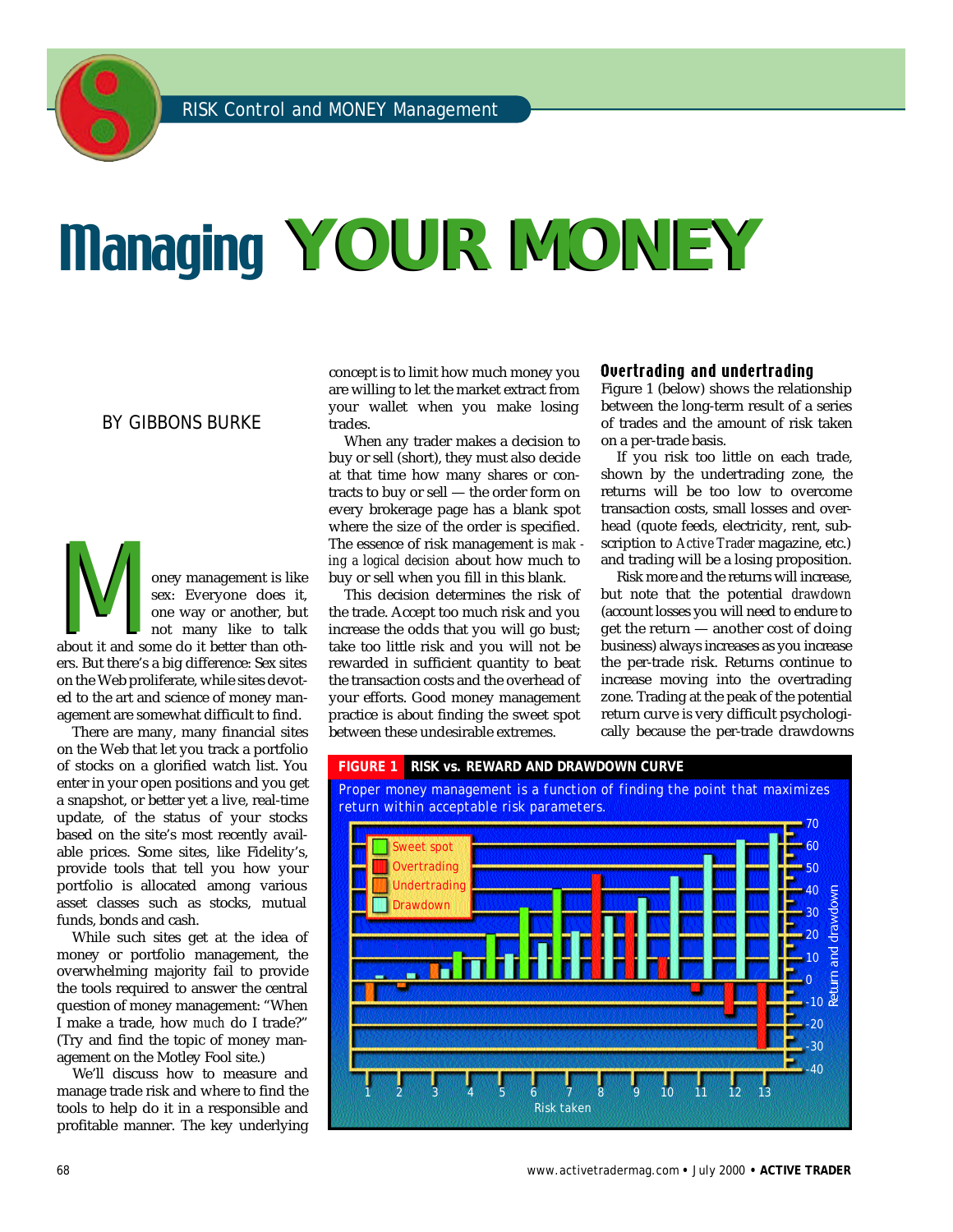RISK Control and MONEY Management

# Managing YOUR MONEY

BY GIBBONS BURKE

Money management is like sex: Everyone does it, one way or another, but not many like to talk about it and some do it better than others. But there's a big difference: Sex sites on the Web proliferate, while sites devoted to the art and science of money management are somewhat difficult to find.

There are many, many financial sites on the Web that let you track a portfolio of stocks on a glorified watch list. You enter in your open positions and you get a snapshot, or better yet a live, real-time update, of the status of your stocks based on the site's most recently available prices. Some sites, like Fidelity's, provide tools that tell you how your portfolio is allocated among various asset classes such as stocks, mutual funds, bonds and cash.

While such sites get at the idea of money or portfolio management, the overwhelming majority fail to provide the tools required to answer the central question of money management: "When I make a trade, how *much* do I trade?" (Try and find the topic of money management on the Motley Fool site.)

We'll discuss how to measure and manage trade risk and where to find the tools to help do it in a responsible and profitable manner. The key underlying concept is to limit how much money you are willing to let the market extract from your wallet when you make losing trades.

When any trader makes a decision to buy or sell (short), they must also decide at that time how many shares or contracts to buy or sell — the order form on every brokerage page has a blank spot where the size of the order is specified. The essence of risk management is *making a logical decision* about how much to buy or sell when you fill in this blank.

This decision determines the risk of the trade. Accept too much risk and you increase the odds that you will go bust; take too little risk and you will not be rewarded in sufficient quantity to beat the transaction costs and the overhead of your efforts. Good money management practice is about finding the sweet spot between these undesirable extremes.

### Overtrading and undertrading

Figure 1 (below) shows the relationship between the long-term result of a series of trades and the amount of risk taken on a per-trade basis.

If you risk too little on each trade, shown by the undertrading zone, the returns will be too low to overcome transaction costs, small losses and overhead (quote feeds, electricity, rent, subscription to *Active Trader* magazine, etc.) and trading will be a losing proposition.

Risk more and the returns will increase, but note that the potential *drawdown* (account losses you will need to endure to get the return — another cost of doing business) always increases as you increase the per-trade risk. Returns continue to increase moving into the overtrading zone. Trading at the peak of the potential return curve is very difficult psychologically because the per-trade drawdowns

**FIGURE 1 RISK vs. REWARD AND DRAWDOWN CURVE**

Proper money management is a function of finding the point that maximizes return within acceptable risk parameters.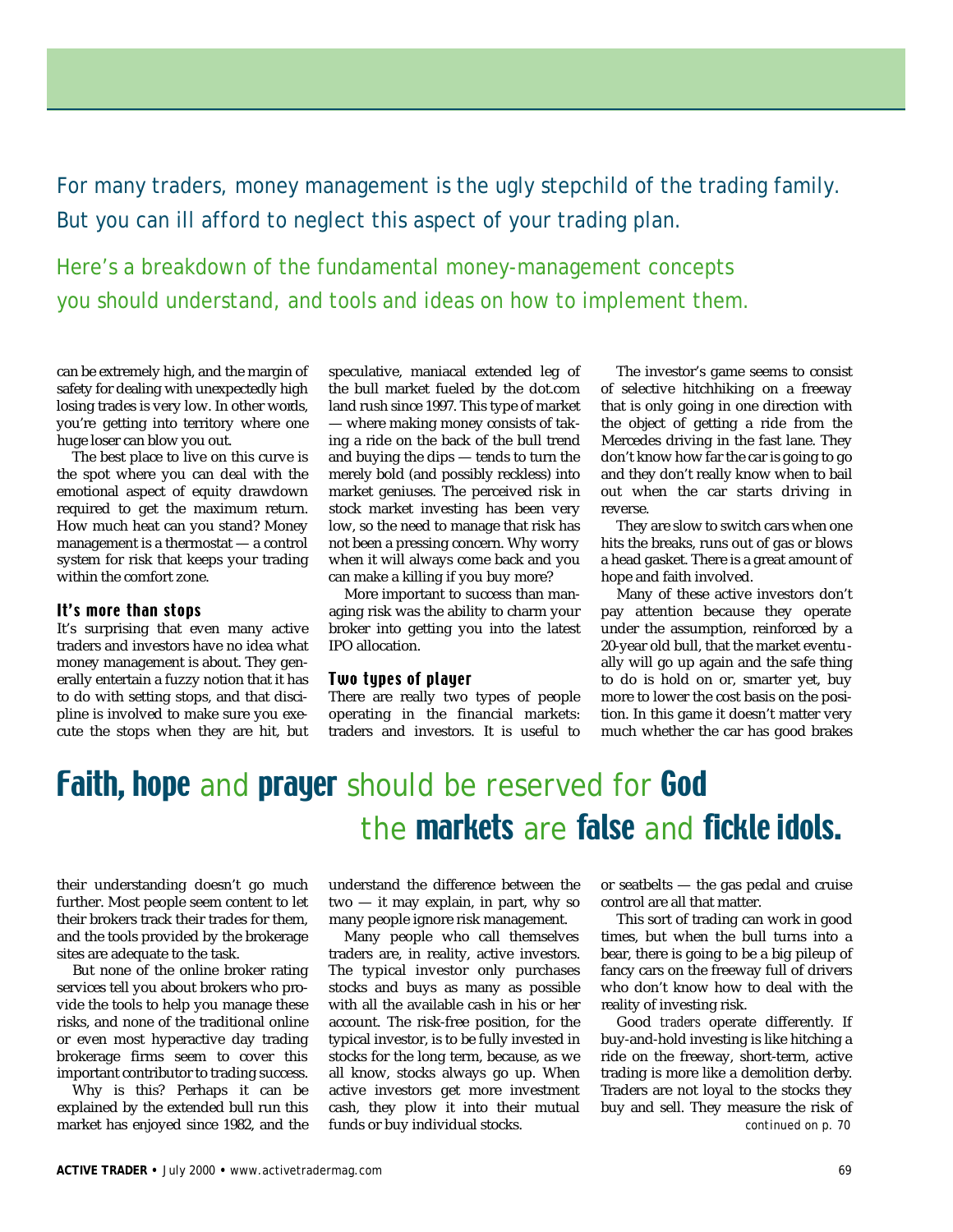For many traders, money management is the ugly stepchild of the trading family. But you can ill afford to neglect this aspect of your trading plan.

Here's a breakdown of the fundamental money-management concepts you should understand, and tools and ideas on how to implement them.

can be extremely high, and the margin of safety for dealing with unexpectedly high losing trades is very low. In other words, you're getting into territory where one huge loser can blow you out.

The best place to live on this curve is the spot where you can deal with the emotional aspect of equity drawdown required to get the maximum return. How much heat can you stand? Money management is a thermostat — a control system for risk that keeps your trading within the comfort zone.

### It's more than stops

It's surprising that even many active traders and investors have no idea what money management is about. They generally entertain a fuzzy notion that it has to do with setting stops, and that discipline is involved to make sure you execute the stops when they are hit, but their understanding doesn't go much further. Most people seem content to let their brokers track their trades for them, and the tools provided by the brokerage sites are adequate to the task.

But none of the online broker rating services tell you about brokers who provide the tools to help you manage these risks, and none of the traditional online or even most hyperactive day trading brokerage firms seem to cover this important contributor to trading success.

Why is this? Perhaps it can be explained by the extended bull run this market has enjoyed since 1982, and the speculative, maniacal extended leg of the bull market fueled by the dot.com land rush since 1997. This type of market — where making money consists of taking a ride on the back of the bull trend and buying the dips — tends to turn the merely bold (and possibly reckless) into market geniuses. The perceived risk in stock market investing has been very low, so the need to manage that risk has not been a pressing concern. Why worry when it will always come back and you can make a killing if you buy more?

More important to success than managing risk was the ability to charm your broker into getting you into the latest IPO allocation.

### Two types of player

There are really two types of people operating in the financial markets: traders and investors. It is useful to understand the difference between the two — it may explain, in part, why so many people ignore risk management.

Many people who call themselves traders are, in reality, active investors. The typical investor only purchases stocks and buys as many as possible with all the available cash in his or her account. The risk-free position, for the typical investor, is to be fully invested in stocks for the long term, because, as we all know, stocks always go up. When active investors get more investment cash, they plow it into their mutual funds or buy individual stocks.

The investor's game seems to consist of selective hitchhiking on a freeway that is only going in one direction with the object of getting a ride from the Mercedes driving in the fast lane. They don't know how far the car is going to go and they don't really know when to bail out when the car starts driving in reverse.

They are slow to switch cars when one hits the breaks, runs out of gas or blows a head gasket. There is a great amount of hope and faith involved.

Many of these active investors don't pay attention because they operate under the assumption, reinforced by a 20-year old bull, that the market eventually will go up again and the safe thing to do is hold on or, smarter yet, buy more to lower the cost basis on the position. In this game it doesn't matter very much whether the car has good brakes or seatbelts — the gas pedal and cruise control are all that matter.

This sort of trading can work in good times, but when the bull turns into a bear, there is going to be a big pileup of fancy cars on the freeway full of drivers who don't know how to deal with the reality of investing risk.

Good *traders* operate differently. If buy-and-hold investing is like hitching a ride on the freeway, short-term, active trading is more like a demolition derby. Traders are not loyal to the stocks they buy and sell. They measure the risk of

*continued on p. 70*

**Faith, hope** and **prayer** should be reserved for **God** the **markets** are **false** and **fickle idols.**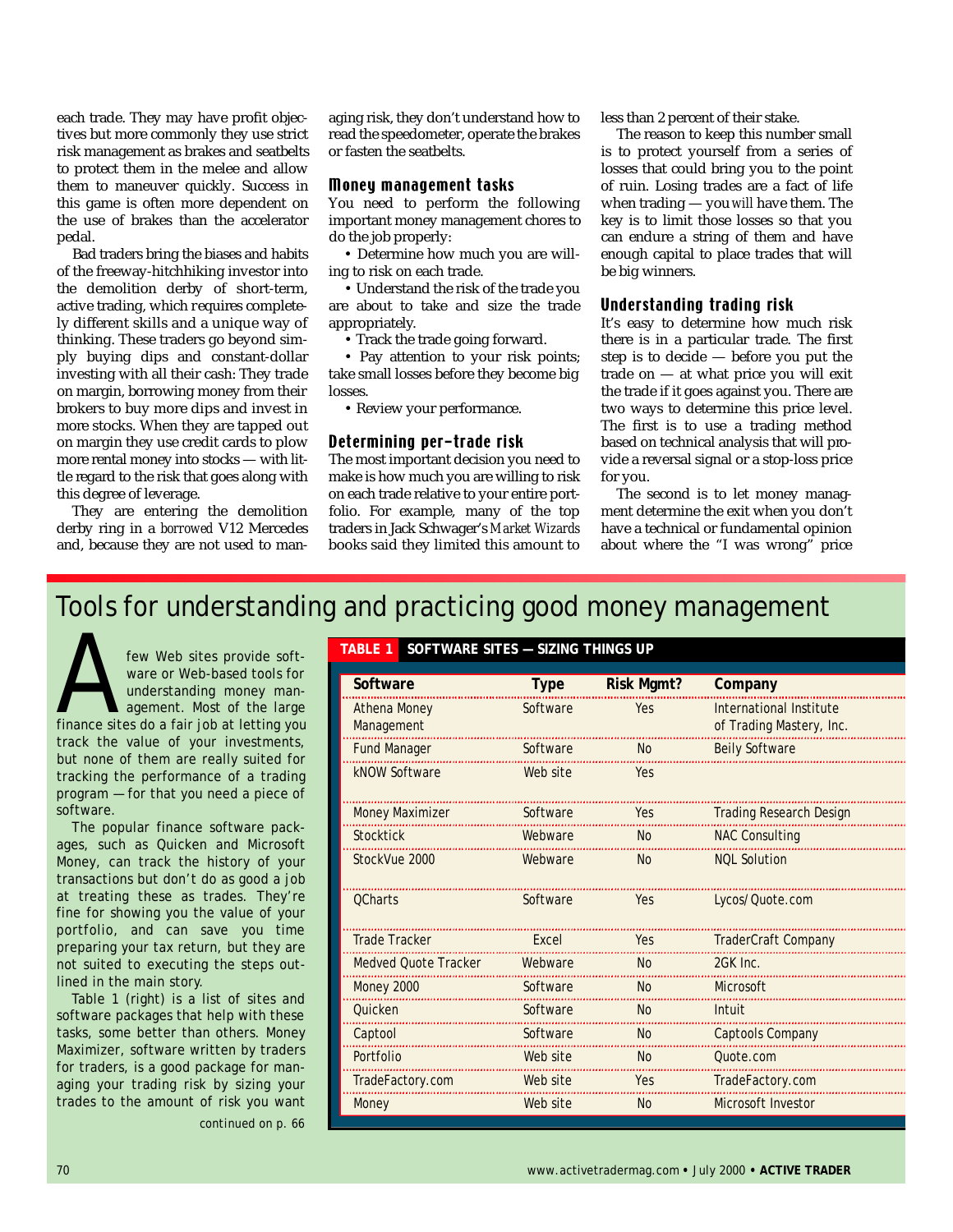each trade. They may have profit objectives but more commonly they use strict risk management as brakes and seatbelts to protect them in the melee and allow them to maneuver quickly. Success in this game is often more dependent on the use of brakes than the accelerator pedal.

Bad traders bring the biases and habits of the freeway-hitchhiking investor into the demolition derby of short-term, active trading, which requires completely different skills and a unique way of thinking. These traders go beyond simply buying dips and constant-dollar investing with all their cash: They trade on margin, borrowing money from their brokers to buy more dips and invest in more stocks. When they are tapped out on margin they use credit cards to plow more rental money into stocks — with little regard to the risk that goes along with this degree of leverage.

They are entering the demolition derby ring in a *borrowed* V12 Mercedes and, because they are not used to managing risk, they don't understand how to read the speedometer, operate the brakes or fasten the seatbelts.

### Money management tasks

You need to perform the following important money management chores to do the job properly:

- Determine how much you are willing to risk on each trade.
- Understand the risk of the trade you are about to take and size the trade appropriately.
- Track the trade going forward.
- Pay attention to your risk points; take small losses before they become big losses.
- Review your performance.

### Determining per-trade risk

The most important decision you need to make is how much you are willing to risk on each trade relative to your entire portfolio. For example, many of the top traders in Jack Schwager's *Market Wizards* books said they limited this amount to less than 2 percent of their stake.

The reason to keep this number small is to protect yourself from a series of losses that could bring you to the point of ruin. Losing trades are a fact of life when trading — you *will* have them. The key is to limit those losses so that you can endure a string of them and have enough capital to place trades that will be big winners.

### Understanding trading risk

It's easy to determine how much risk there is in a particular trade. The first step is to decide — before you put the trade on — at what price you will exit the trade if it goes against you. There are two ways to determine this price level. The first is to use a trading method based on technical analysis that will provide a reversal signal or a stop-loss price for you.

The second is to let money management determine the exit when you don't have a technical or fundamental opinion about where the "I was wrong" price

## Tools for understanding and practicing good money management

A few Web sites provide software or Web-based tools for understanding money management. Most of the large finance sites do a fair job at letting you track the value of your investments, but none of them are really suited for tracking the performance of a trading program — for that you need a piece of software.

The popular finance software packages, such as Quicken and Microsoft Money, can track the history of your transactions but don't do as good a job at treating these as trades. They're fine for showing you the value of your portfolio, and can save you time preparing your tax return, but they are not suited to executing the steps outlined in the main story.

Table 1 (right) is a list of sites and software packages that help with these tasks, some better than others. Money Maximizer, software written by traders for traders, is a good package for managing your trading risk by sizing your trades to the amount of risk you want

continued on p. 66

**TABLE 1 SOFTWARE SITES — SIZING THINGS UP**

| Software | Type | Risk Mgmt? | Company |
|---|---|---|---|
| Athena Money Management | Software | Yes | International Institute of Trading Mastery, Inc. |
| Fund Manager | Software | No | Beily Software |
| kNOW Software | Web site | Yes | |
| Money Maximizer | Software | Yes | Trading Research Design |
| Stocktick | Webware | No | NAC Consulting |
| StockVue 2000 | Webware | No | NQL Solution |
| QCharts | Software | Yes | Lycos/Quote.com |
| Trade Tracker | Excel | Yes | TraderCraft Company |
| Medved Quote Tracker | Webware | No | 2GK Inc. |
| Money 2000 | Software | No | Microsoft |
| Quicken | Software | No | Intuit |
| Captool | Software | No | Captools Company |
| Portfolio | Web site | No | Quote.com |
| TradeFactory.com | Web site | Yes | TradeFactory.com |
| Money | Web site | No | Microsoft Investor |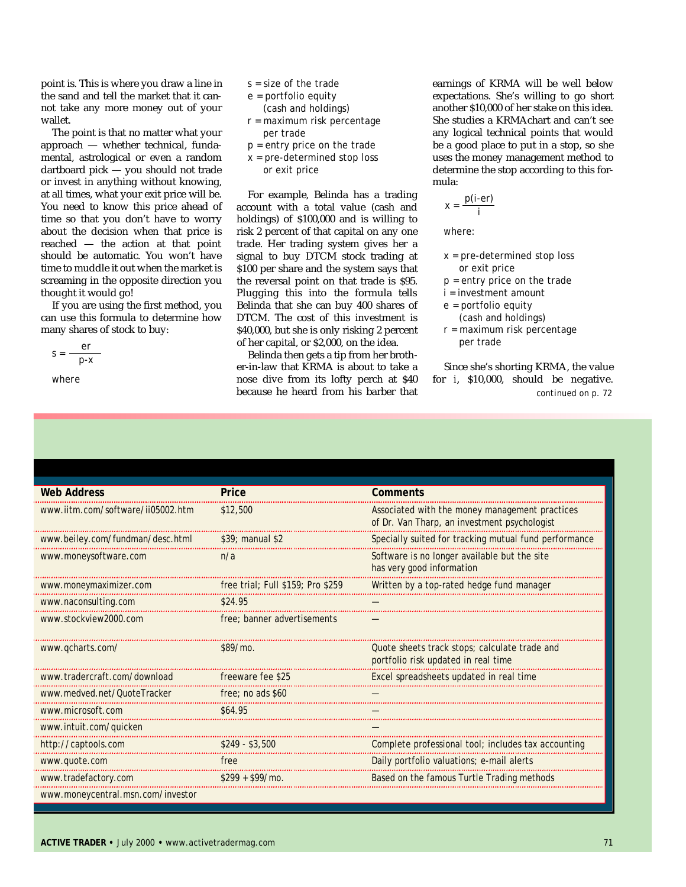point is. This is where you draw a line in the sand and tell the market that it cannot take any more money out of your wallet.

The point is that no matter what your approach — whether technical, fundamental, astrological or even a random dartboard pick — you should not trade or invest in anything without knowing, at all times, what your exit price will be. You need to know this price ahead of time so that you don't have to worry about the decision when that price is reached — the action at that point should be automatic. You won't have time to muddle it out when the market is screaming in the opposite direction you thought it would go!

If you are using the first method, you can use this formula to determine how many shares of stock to buy:

$$s = \frac{er}{p-x}$$

where

- s = size of the trade
- e = portfolio equity (cash and holdings)
- r = maximum risk percentage per trade
- p = entry price on the trade
- x = pre-determined stop loss or exit price

For example, Belinda has a trading account with a total value (cash and holdings) of \$100,000 and is willing to risk 2 percent of that capital on any one trade. Her trading system gives her a signal to buy DTCM stock trading at \$100 per share and the system says that the reversal point on that trade is \$95. Plugging this into the formula tells Belinda that she can buy 400 shares of DTCM. The cost of this investment is \$40,000, but she is only risking 2 percent of her capital, or \$2,000, on the idea.

Belinda then gets a tip from her brother-in-law that KRMA is about to take a nose dive from its lofty perch at \$40 because he heard from his barber that earnings of KRMA will be well below expectations. She's willing to go short another \$10,000 of her stake on this idea. She studies a KRMA chart and can't see any logical technical points that would be a good place to put in a stop, so she uses the money management method to determine the stop according to this formula:

$$x = \frac{p(i-er)}{i}$$

where:

- x = pre-determined stop loss or exit price
- p = entry price on the trade
- i = investment amount
- e = portfolio equity (cash and holdings)
- r = maximum risk percentage per trade

Since she's shorting KRMA, the value for i, \$10,000, should be negative.

*continued on p. 72*

| Web Address | Price | Comments |
|---|---|---|
| www.iitm.com/software/ii05002.htm | \$12,500 | Associated with the money management practices of Dr. Van Tharp, an investment psychologist |
| www.beiley.com/fundman/desc.html | \$39; manual \$2 | Specially suited for tracking mutual fund performance |
| www.moneysoftware.com | n/a | Software is no longer available but the site has very good information |
| www.moneymaximizer.com | free trial; Full \$159; Pro \$259 | Written by a top-rated hedge fund manager |
| www.naconsulting.com | \$24.95 | — |
| www.stockview2000.com | free; banner advertisements | — |
| www.qcharts.com/ | \$89/mo. | Quote sheets track stops; calculate trade and portfolio risk updated in real time |
| www.tradercraft.com/download | freeware fee \$25 | Excel spreadsheets updated in real time |
| www.medved.net/QuoteTracker | free; no ads \$60 | — |
| www.microsoft.com | \$64.95 | — |
| www.intuit.com/quicken | | — |
| http://captools.com | \$249 - \$3,500 | Complete professional tool; includes tax accounting |
| www.quote.com | free | Daily portfolio valuations; e-mail alerts |
| www.tradefactory.com | \$299 + \$99/mo. | Based on the famous Turtle Trading methods |
| www.moneycentral.msn.com/investor | | |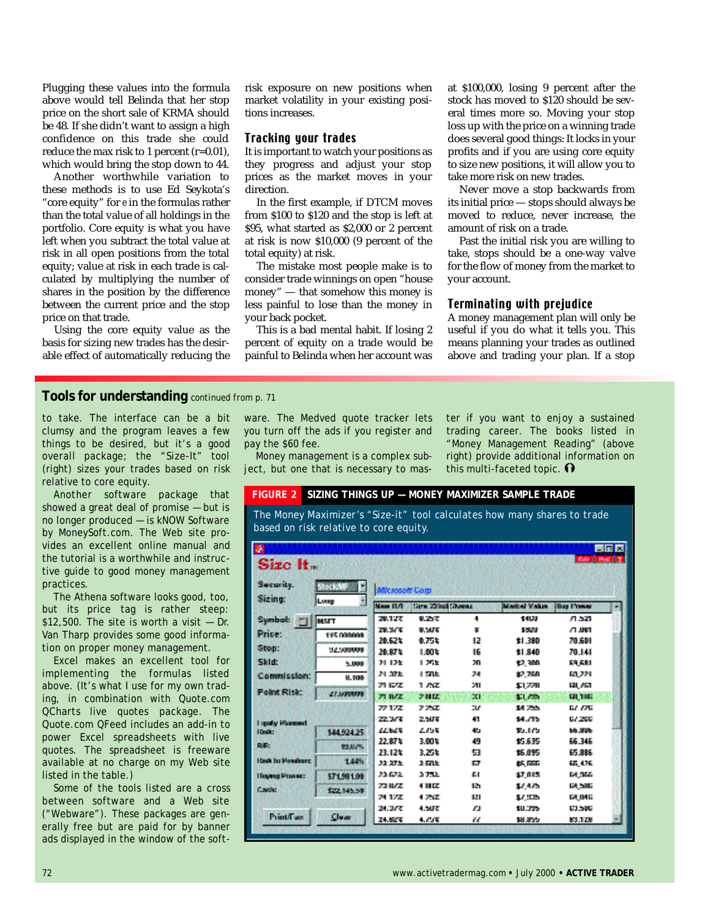Plugging these values into the formula above would tell Belinda that her stop price on the short sale of KRMA should be 48. If she didn't want to assign a high confidence on this trade she could reduce the max risk to 1 percent (r=0.01), which would bring the stop down to 44.

Another worthwhile variation to these methods is to use Ed Seykota's "core equity" for *e* in the formulas rather than the total value of all holdings in the portfolio. Core equity is what you have left when you subtract the total value at risk in all open positions from the total equity; value at risk in each trade is calculated by multiplying the number of shares in the position by the difference between the current price and the stop price on that trade.

Using the core equity value as the basis for sizing new trades has the desirable effect of automatically reducing the risk exposure on new positions when market volatility in your existing positions increases.

### Tracking your trades

It is important to watch your positions as they progress and adjust your stop prices as the market moves in your direction.

In the first example, if DTCM moves from $100 to $120 and the stop is left at $95, what started as $2,000 or 2 percent at risk is now $10,000 (9 percent of the total equity) at risk.

The mistake most people make is to consider trade winnings on open "house money" — that somehow this money is less painful to lose than the money in your back pocket.

This is a bad mental habit. If losing 2 percent of equity on a trade would be painful to Belinda when her account was at $100,000, losing 9 percent after the stock has moved to $120 should be several times more so. Moving your stop loss up with the price on a winning trade does several good things: It locks in your profits and if you are using core equity to size new positions, it will allow you to take more risk on new trades.

Never move a stop backwards from its initial price — stops should always be moved to reduce, never increase, the amount of risk on a trade.

Past the initial risk you are willing to take, stops should be a one-way valve for the flow of money from the market to your account.

### Terminating with prejudice

A money management plan will only be useful if you do what it tells you. This means planning your trades as outlined above and trading your plan. If a stop

---

## Tools for understanding continued from p. 71

to take. The interface can be a bit clumsy and the program leaves a few things to be desired, but it's a good overall package; the "Size-It" tool (right) sizes your trades based on risk relative to core equity.

Another software package that showed a great deal of promise — but is no longer produced — is kNOW Software by MoneySoft.com. The Web site provides an excellent online manual and the tutorial is a worthwhile and instructive guide to good money management practices.

The Athena software looks good, too, but its price tag is rather steep: $12,500. The site is worth a visit — Dr. Van Tharp provides some good information on proper money management.

Excel makes an excellent tool for implementing the formulas listed above. (It's what I use for my own trading, in combination with Quote.com QCharts live quotes package. The Quote.com QFeed includes an add-in to power Excel spreadsheets with live quotes. The spreadsheet is freeware available at no charge on my Web site listed in the table.)

Some of the tools listed are a cross between software and a Web site ("Webware"). These packages are generally free but are paid for by banner ads displayed in the window of the software. The Medved quote tracker lets you turn off the ads if you register and pay the $60 fee.

Money management is a complex subject, but one that is necessary to master if you want to enjoy a sustained trading career. The books listed in "Money Management Reading" (above right) provide additional information on this multi-faceted topic.

**FIGURE 2 SIZING THINGS UP — MONEY MAXIMIZER SAMPLE TRADE**

The Money Maximizer's "Size-it" tool calculates how many shares to trade based on risk relative to core equity.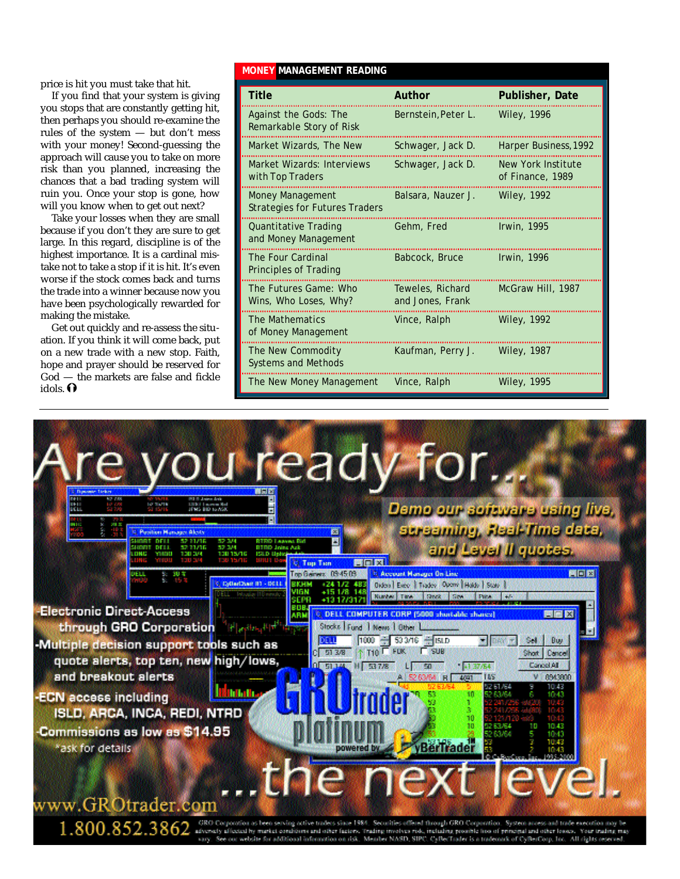price is hit you must take that hit.

If you find that your system is giving you stops that are constantly getting hit, then perhaps you should re-examine the rules of the system — but don't mess with your money! Second-guessing the approach will cause you to take on more risk than you planned, increasing the chances that a bad trading system will ruin you. Once your stop is gone, how will you know when to get out next?

Take your losses when they are small because if you don't they are sure to get large. In this regard, discipline is of the highest importance. It is a cardinal mistake not to take a stop if it is hit. It's even worse if the stock comes back and turns the trade into a winner because now you have been psychologically rewarded for making the mistake.

Get out quickly and re-assess the situation. If you think it will come back, put on a new trade with a new stop. Faith, hope and prayer should be reserved for God — the markets are false and fickle idols.

## MONEY MANAGEMENT READING

| Title | Author | Publisher, Date |
|---|---|---|
| Against the Gods: The Remarkable Story of Risk | Bernstein, Peter L. | Wiley, 1996 |
| Market Wizards, The New | Schwager, Jack D. | Harper Business, 1992 |
| Market Wizards: Interviews with Top Traders | Schwager, Jack D. | New York Institute of Finance, 1989 |
| Money Management Strategies for Futures Traders | Balsara, Nauzer J. | Wiley, 1992 |
| Quantitative Trading and Money Management | Gehm, Fred | Irwin, 1995 |
| The Four Cardinal Principles of Trading | Babcock, Bruce | Irwin, 1996 |
| The Futures Game: Who Wins, Who Loses, Why? | Teweles, Richard and Jones, Frank | McGraw Hill, 1987 |
| The Mathematics of Money Management | Vince, Ralph | Wiley, 1992 |
| The New Commodity Systems and Methods | Kaufman, Perry J. | Wiley, 1987 |
| The New Money Management | Vince, Ralph | Wiley, 1995 |

Are you ready for...

Demo our software using live, streaming, Real-Time data, and Level II quotes.

- Electronic Direct-Access through GRO Corporation
- Multiple decision support tools such as quote alerts, top ten, new high/lows, and breakout alerts
- ECN access including ISLD, ARCA, INCA, REDI, NTRD
- Commissions as low as $14.95 *ask for details

GROtrader platinum powered by CyBerTrader

...the next level.

www.GROtrader.com

1.800.852.3862

GRO Corporation has been serving active traders since 1984. Securities offered through GRO Corporation. System access and trade execution may be adversely affected by market conditions and other factors. Trading involves risk, including possible loss of principal and other losses. Your trading may vary. See our website for additional information on risk. Member NASD, SIPC. CyBerTrader is a trademark of CyBerCorp, Inc. All rights reserved.